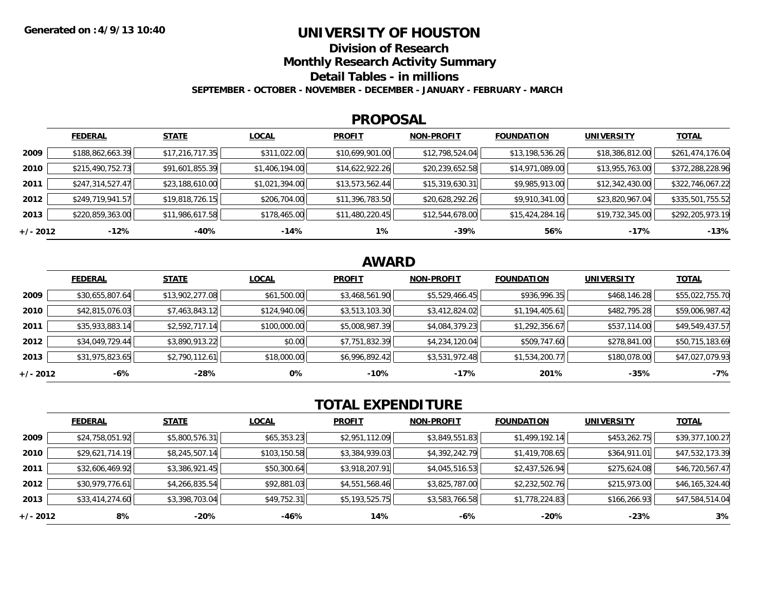Generated on :4/9/13 10:40

# UNIVERSITY OF HOUSTON

## Division of Research

## Monthly Research Activity Summary

## Detail Tables - in millions

**SEPTEMBER - OCTOBER - NOVEMBER - DECEMBER - JANUARY - FEBRUARY - MARCH**

## PROPOSAL

| | FEDERAL | STATE | LOCAL | PROFIT | NON-PROFIT | FOUNDATION | UNIVERSITY | TOTAL |
|---|---|---|---|---|---|---|---|---|
| 2009 | $188,862,663.39 | $17,216,717.35 | $311,022.00 | $10,699,901.00 | $12,798,524.04 | $13,198,536.26 | $18,386,812.00 | $261,474,176.04 |
| 2010 | $215,490,752.73 | $91,601,855.39 | $1,406,194.00 | $14,622,922.26 | $20,239,652.58 | $14,971,089.00 | $13,955,763.00 | $372,288,228.96 |
| 2011 | $247,314,527.47 | $23,188,610.00 | $1,021,394.00 | $13,573,562.44 | $15,319,630.31 | $9,985,913.00 | $12,342,430.00 | $322,746,067.22 |
| 2012 | $249,719,941.57 | $19,818,726.15 | $206,704.00 | $11,396,783.50 | $20,628,292.26 | $9,910,341.00 | $23,820,967.04 | $335,501,755.52 |
| 2013 | $220,859,363.00 | $11,986,617.58 | $178,465.00 | $11,480,220.45 | $12,544,678.00 | $15,424,284.16 | $19,732,345.00 | $292,205,973.19 |
| +/- 2012 | -12% | -40% | -14% | 1% | -39% | 56% | -17% | -13% |

## AWARD

| | FEDERAL | STATE | LOCAL | PROFIT | NON-PROFIT | FOUNDATION | UNIVERSITY | TOTAL |
|---|---|---|---|---|---|---|---|---|
| 2009 | $30,655,807.64 | $13,902,277.08 | $61,500.00 | $3,468,561.90 | $5,529,466.45 | $936,996.35 | $468,146.28 | $55,022,755.70 |
| 2010 | $42,815,076.03 | $7,463,843.12 | $124,940.06 | $3,513,103.30 | $3,412,824.02 | $1,194,405.61 | $482,795.28 | $59,006,987.42 |
| 2011 | $35,933,883.14 | $2,592,717.14 | $100,000.00 | $5,008,987.39 | $4,084,379.23 | $1,292,356.67 | $537,114.00 | $49,549,437.57 |
| 2012 | $34,049,729.44 | $3,890,913.22 | $0.00 | $7,751,832.39 | $4,234,120.04 | $509,747.60 | $278,841.00 | $50,715,183.69 |
| 2013 | $31,975,823.65 | $2,790,112.61 | $18,000.00 | $6,996,892.42 | $3,531,972.48 | $1,534,200.77 | $180,078.00 | $47,027,079.93 |
| +/- 2012 | -6% | -28% | 0% | -10% | -17% | 201% | -35% | -7% |

## TOTAL EXPENDITURE

| | FEDERAL | STATE | LOCAL | PROFIT | NON-PROFIT | FOUNDATION | UNIVERSITY | TOTAL |
|---|---|---|---|---|---|---|---|---|
| 2009 | $24,758,051.92 | $5,800,576.31 | $65,353.23 | $2,951,112.09 | $3,849,551.83 | $1,499,192.14 | $453,262.75 | $39,377,100.27 |
| 2010 | $29,621,714.19 | $8,245,507.14 | $103,150.58 | $3,384,939.03 | $4,392,242.79 | $1,419,708.65 | $364,911.01 | $47,532,173.39 |
| 2011 | $32,606,469.92 | $3,386,921.45 | $50,300.64 | $3,918,207.91 | $4,045,516.53 | $2,437,526.94 | $275,624.08 | $46,720,567.47 |
| 2012 | $30,979,776.61 | $4,266,835.54 | $92,881.03 | $4,551,568.46 | $3,825,787.00 | $2,232,502.76 | $215,973.00 | $46,165,324.40 |
| 2013 | $33,414,274.60 | $3,398,703.04 | $49,752.31 | $5,193,525.75 | $3,583,766.58 | $1,778,224.83 | $166,266.93 | $47,584,514.04 |
| +/- 2012 | 8% | -20% | -46% | 14% | -6% | -20% | -23% | 3% |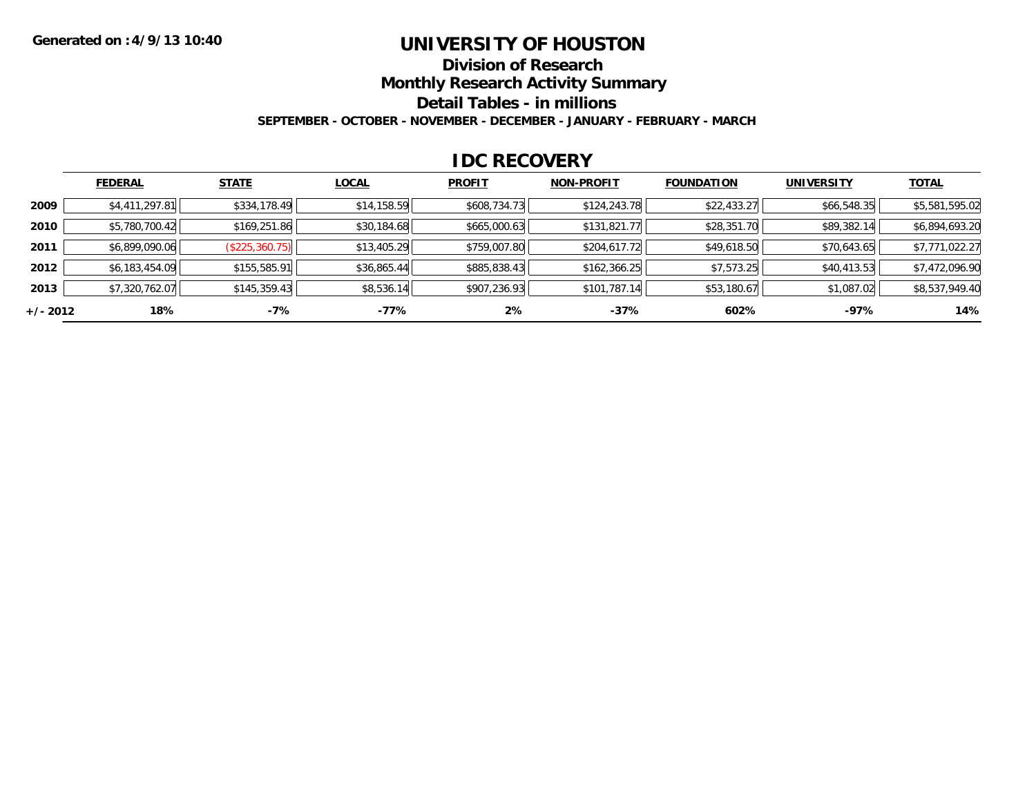Generated on :4/9/13 10:40

# UNIVERSITY OF HOUSTON

## Division of Research

## Monthly Research Activity Summary

## Detail Tables - in millions

**SEPTEMBER - OCTOBER - NOVEMBER - DECEMBER - JANUARY - FEBRUARY - MARCH**

## IDC RECOVERY

| | FEDERAL | STATE | LOCAL | PROFIT | NON-PROFIT | FOUNDATION | UNIVERSITY | TOTAL |
|---|---|---|---|---|---|---|---|---|
| **2009** | $4,411,297.81 | $334,178.49 | $14,158.59 | $608,734.73 | $124,243.78 | $22,433.27 | $66,548.35 | $5,581,595.02 |
| **2010** | $5,780,700.42 | $169,251.86 | $30,184.68 | $665,000.63 | $131,821.77 | $28,351.70 | $89,382.14 | $6,894,693.20 |
| **2011** | $6,899,090.06 | ($225,360.75) | $13,405.29 | $759,007.80 | $204,617.72 | $49,618.50 | $70,643.65 | $7,771,022.27 |
| **2012** | $6,183,454.09 | $155,585.91 | $36,865.44 | $885,838.43 | $162,366.25 | $7,573.25 | $40,413.53 | $7,472,096.90 |
| **2013** | $7,320,762.07 | $145,359.43 | $8,536.14 | $907,236.93 | $101,787.14 | $53,180.67 | $1,087.02 | $8,537,949.40 |
| **+/- 2012** | **18%** | **-7%** | **-77%** | **2%** | **-37%** | **602%** | **-97%** | **14%** |